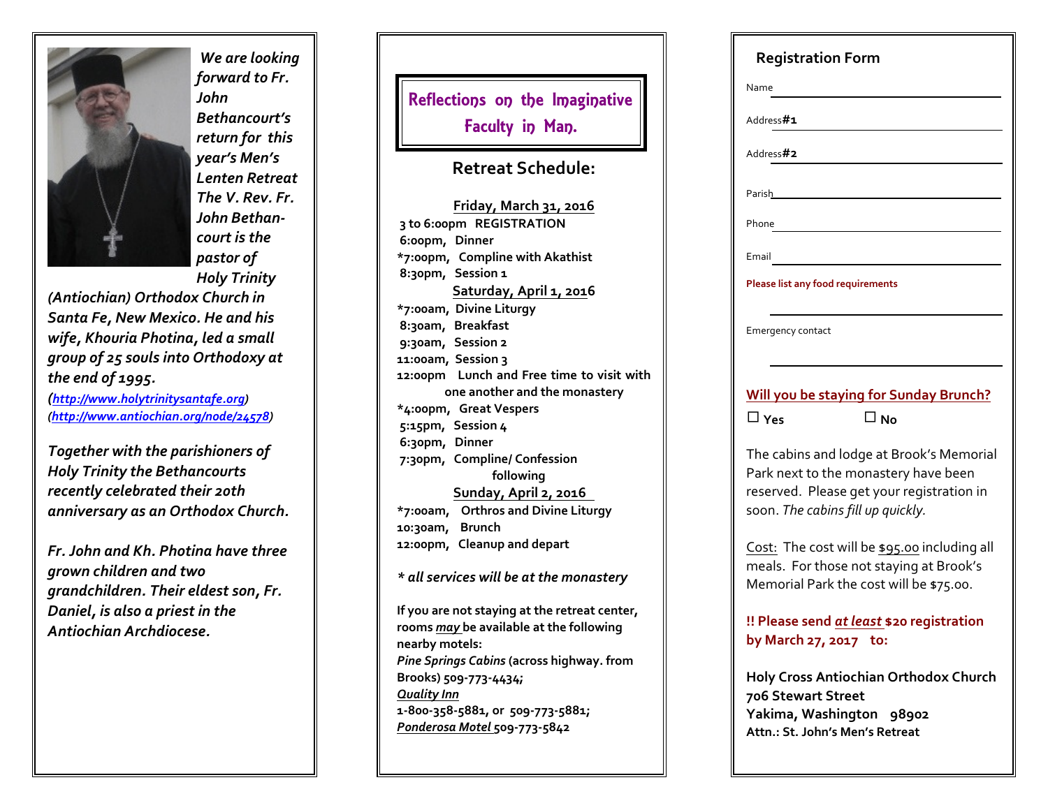*We are looking forward to Fr. John Bethancourt's return for this year's Men's Lenten Retreat The V. Rev. Fr. John Bethan-court is the pastor of Holy Trinity (Antiochian) Orthodox Church in Santa Fe, New Mexico. He and his wife, Khouria Photina, led a small group of 25 souls into Orthodoxy at the end of 1995.*

*(http://www.holytrinitysantafe.org)*
*(http://www.antiochian.org/node/24578)*

*Together with the parishioners of Holy Trinity the Bethancourts recently celebrated their 20th anniversary as an Orthodox Church.*

*Fr. John and Kh. Photina have three grown children and two grandchildren. Their eldest son, Fr. Daniel, is also a priest in the Antiochian Archdiocese.*

# Reflections on the Imaginative Faculty in Man.

## Retreat Schedule:

**Friday, March 31, 2016**

- 3 to 6:00pm REGISTRATION
- 6:00pm, Dinner
- *7:00pm, Compline with Akathist
- 8:30pm, Session 1

**Saturday, April 1, 2016**

- *7:00am, Divine Liturgy
- 8:30am, Breakfast
- 9:30am, Session 2
- 11:00am, Session 3
- 12:00pm Lunch and Free time to visit with one another and the monastery
- *4:00pm, Great Vespers
- 5:15pm, Session 4
- 6:30pm, Dinner
- 7:30pm, Compline/ Confession following

**Sunday, April 2, 2016**

- *7:00am, Orthros and Divine Liturgy
- 10:30am, Brunch
- 12:00pm, Cleanup and depart

*\* all services will be at the monastery*

If you are not staying at the retreat center, rooms *may* be available at the following nearby motels:
*Pine Springs Cabins* (across highway. from Brooks) 509-773-4434;
*Quality Inn*
1-800-358-5881, or 509-773-5881;
*Ponderosa Motel* 509-773-5842

## Registration Form

Name ______________________

Address#1 ______________________

Address#2 ______________________

Parish ______________________

Phone ______________________

Email ______________________

Please list any food requirements

______________________

Emergency contact

______________________

**Will you be staying for Sunday Brunch?**

☐ Yes ☐ No

The cabins and lodge at Brook's Memorial Park next to the monastery have been reserved. Please get your registration in soon. *The cabins fill up quickly.*

Cost: The cost will be $95.00 including all meals. For those not staying at Brook's Memorial Park the cost will be $75.00.

**!! Please send *at least* $20 registration by March 27, 2017 to:**

**Holy Cross Antiochian Orthodox Church**
**706 Stewart Street**
**Yakima, Washington 98902**
**Attn.: St. John's Men's Retreat**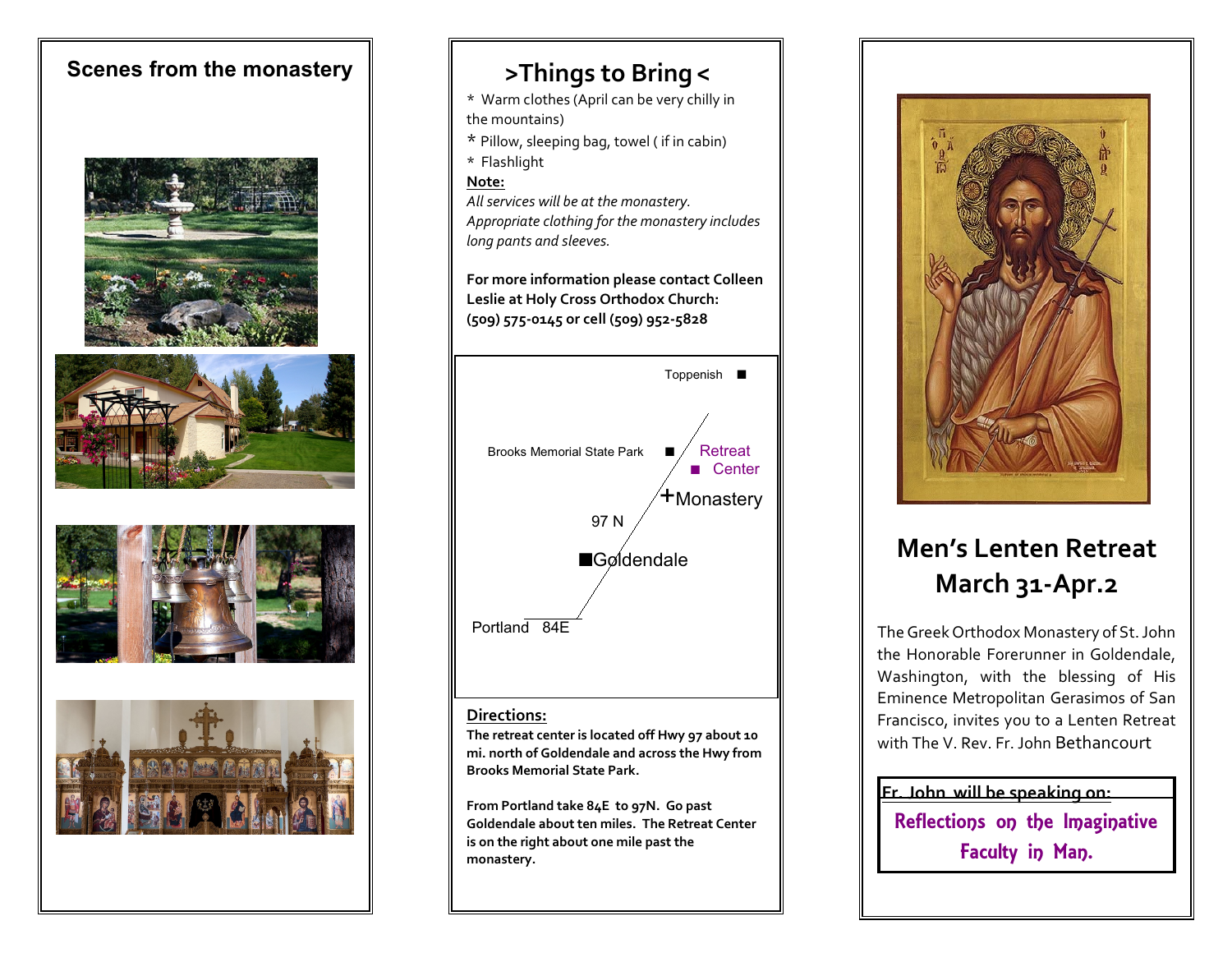## Scenes from the monastery

## >Things to Bring<

* Warm clothes (April can be very chilly in the mountains)
* Pillow, sleeping bag, towel ( if in cabin)
* Flashlight

**Note:**

*All services will be at the monastery.*
*Appropriate clothing for the monastery includes long pants and sleeves.*

**For more information please contact Colleen Leslie at Holy Cross Orthodox Church: (509) 575-0145 or cell (509) 952-5828**

Toppenish

Brooks Memorial State Park

Retreat Center

+Monastery

97 N

Goldendale

Portland 84E

**Directions:**

**The retreat center is located off Hwy 97 about 10 mi. north of Goldendale and across the Hwy from Brooks Memorial State Park.**

**From Portland take 84E to 97N. Go past Goldendale about ten miles. The Retreat Center is on the right about one mile past the monastery.**

# Men's Lenten Retreat March 31-Apr.2

The Greek Orthodox Monastery of St. John the Honorable Forerunner in Goldendale, Washington, with the blessing of His Eminence Metropolitan Gerasimos of San Francisco, invites you to a Lenten Retreat with The V. Rev. Fr. John Bethancourt

**Fr. John will be speaking on:**

**Reflections on the Imaginative Faculty in Man.**